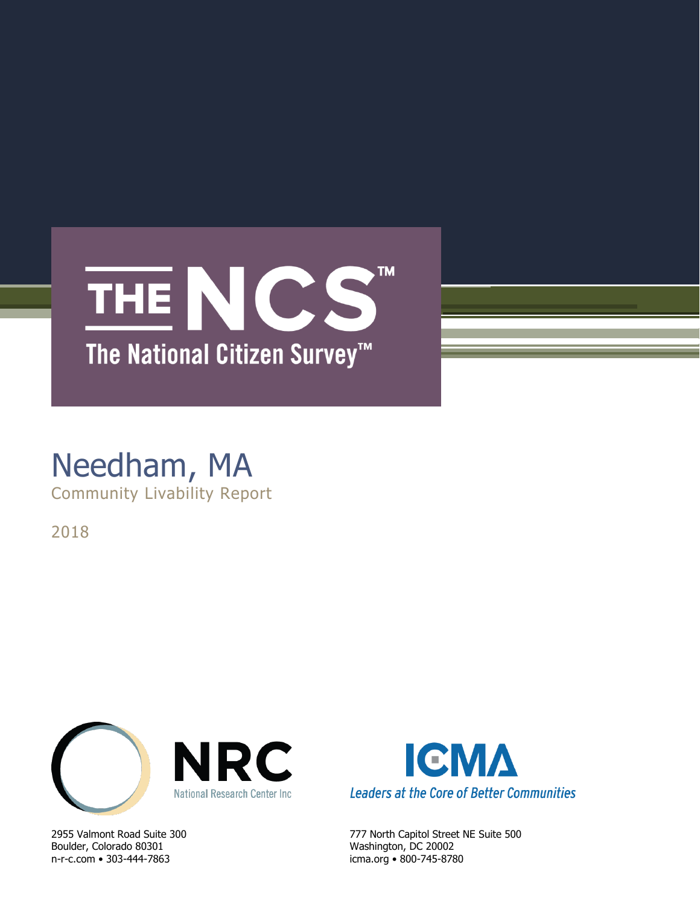# THE NCS™

## The National Citizen Survey™

# Needham, MA

Community Livability Report

2018

NRC
National Research Center Inc

2955 Valmont Road Suite 300
Boulder, Colorado 80301
n-r-c.com • 303-444-7863

ICMA
*Leaders at the Core of Better Communities*

777 North Capitol Street NE Suite 500
Washington, DC 20002
icma.org • 800-745-8780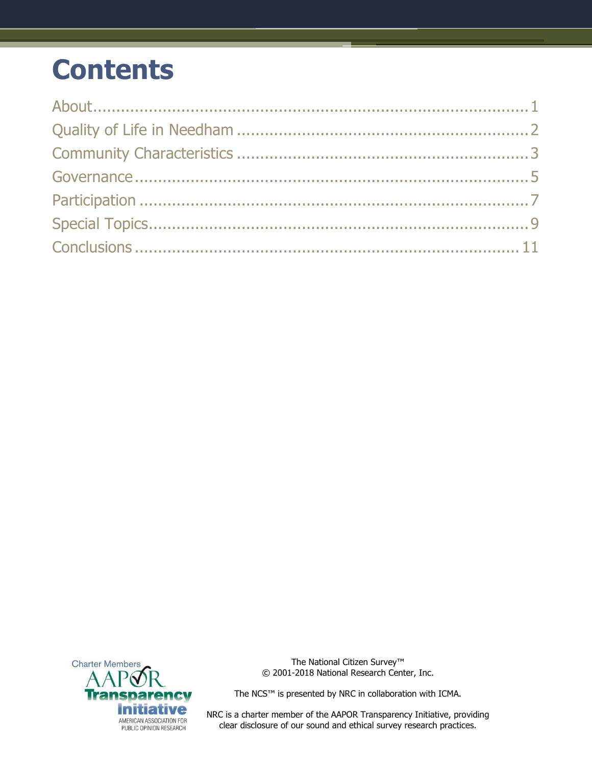# Contents

About....................................................................................1
Quality of Life in Needham ..............................................................2
Community Characteristics ..............................................................3
Governance .............................................................................5
Participation ...........................................................................7
Special Topics..........................................................................9
Conclusions ...........................................................................11

Charter Members AAPOR Transparency Initiative AMERICAN ASSOCIATION FOR PUBLIC OPINION RESEARCH

The National Citizen Survey™
© 2001-2018 National Research Center, Inc.

The NCS™ is presented by NRC in collaboration with ICMA.

NRC is a charter member of the AAPOR Transparency Initiative, providing clear disclosure of our sound and ethical survey research practices.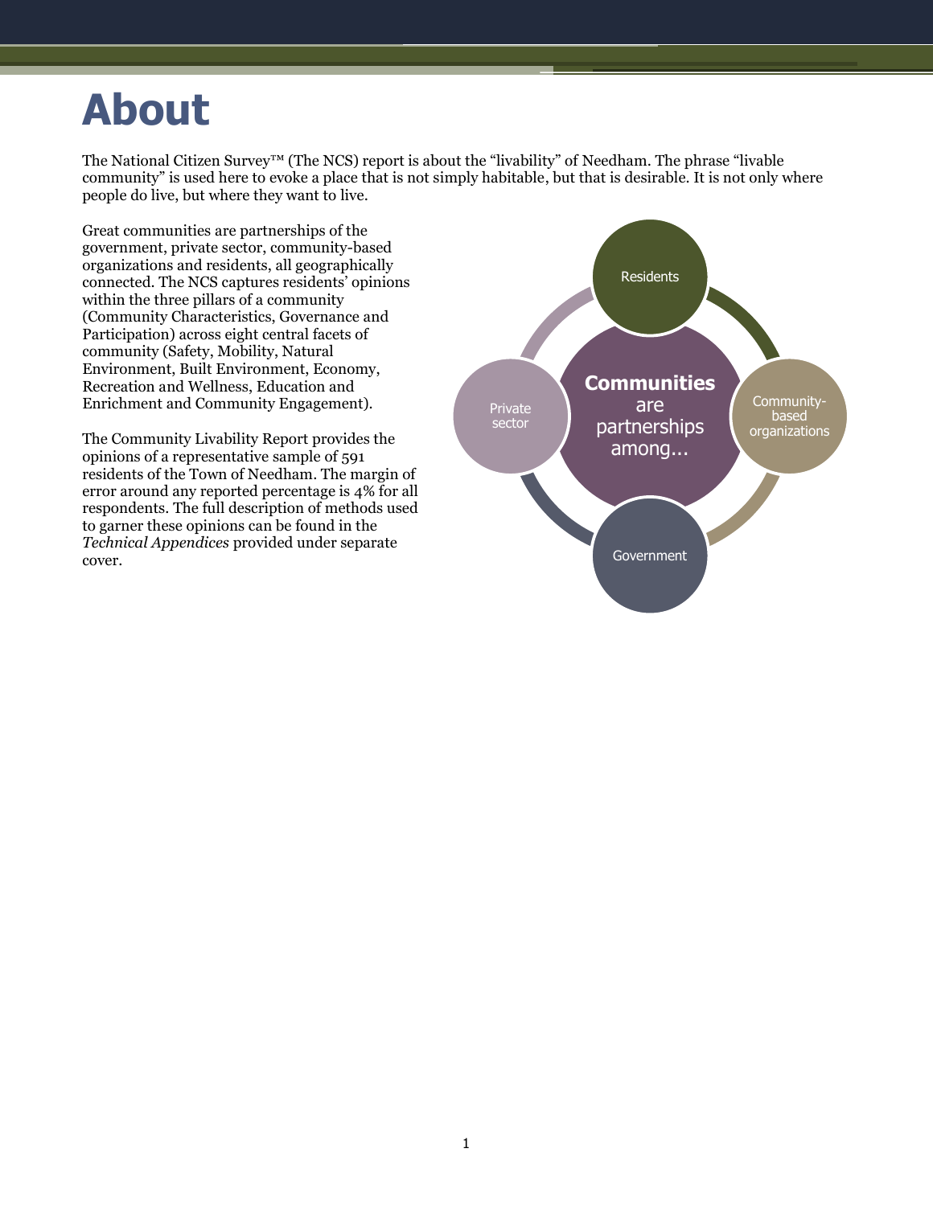# About

The National Citizen Survey™ (The NCS) report is about the "livability" of Needham. The phrase "livable community" is used here to evoke a place that is not simply habitable, but that is desirable. It is not only where people do live, but where they want to live.

Great communities are partnerships of the government, private sector, community-based organizations and residents, all geographically connected. The NCS captures residents' opinions within the three pillars of a community (Community Characteristics, Governance and Participation) across eight central facets of community (Safety, Mobility, Natural Environment, Built Environment, Economy, Recreation and Wellness, Education and Enrichment and Community Engagement).

The Community Livability Report provides the opinions of a representative sample of 591 residents of the Town of Needham. The margin of error around any reported percentage is 4% for all respondents. The full description of methods used to garner these opinions can be found in the *Technical Appendices* provided under separate cover.

**Communities** are partnerships among...

- Residents
- Community-based organizations
- Government
- Private sector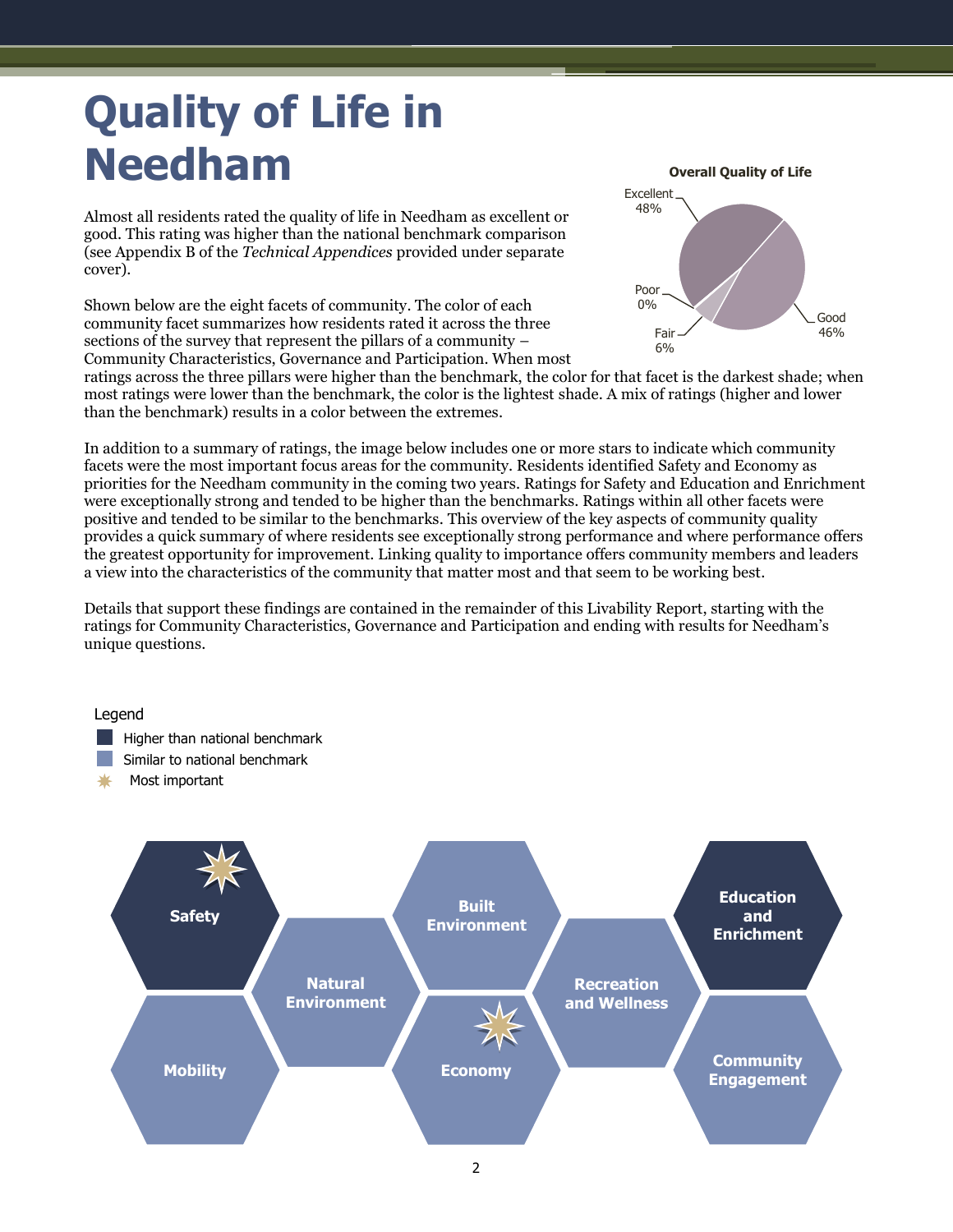# Quality of Life in Needham

Almost all residents rated the quality of life in Needham as excellent or good. This rating was higher than the national benchmark comparison (see Appendix B of the *Technical Appendices* provided under separate cover).

**Overall Quality of Life**

| Rating | Percent |
|---|---|
| Excellent | 48% |
| Good | 46% |
| Fair | 6% |
| Poor | 0% |

Shown below are the eight facets of community. The color of each community facet summarizes how residents rated it across the three sections of the survey that represent the pillars of a community – Community Characteristics, Governance and Participation. When most ratings across the three pillars were higher than the benchmark, the color for that facet is the darkest shade; when most ratings were lower than the benchmark, the color is the lightest shade. A mix of ratings (higher and lower than the benchmark) results in a color between the extremes.

In addition to a summary of ratings, the image below includes one or more stars to indicate which community facets were the most important focus areas for the community. Residents identified Safety and Economy as priorities for the Needham community in the coming two years. Ratings for Safety and Education and Enrichment were exceptionally strong and tended to be higher than the benchmarks. Ratings within all other facets were positive and tended to be similar to the benchmarks. This overview of the key aspects of community quality provides a quick summary of where residents see exceptionally strong performance and where performance offers the greatest opportunity for improvement. Linking quality to importance offers community members and leaders a view into the characteristics of the community that matter most and that seem to be working best.

Details that support these findings are contained in the remainder of this Livability Report, starting with the ratings for Community Characteristics, Governance and Participation and ending with results for Needham's unique questions.

Legend
- Higher than national benchmark
- Similar to national benchmark
- ✷ Most important

| Facet | Comparison to national benchmark | Most important |
|---|---|---|
| Safety | Higher | ✷ |
| Natural Environment | Similar | |
| Built Environment | Similar | |
| Recreation and Wellness | Similar | |
| Education and Enrichment | Higher | |
| Mobility | Similar | |
| Economy | Similar | ✷ |
| Community Engagement | Similar | |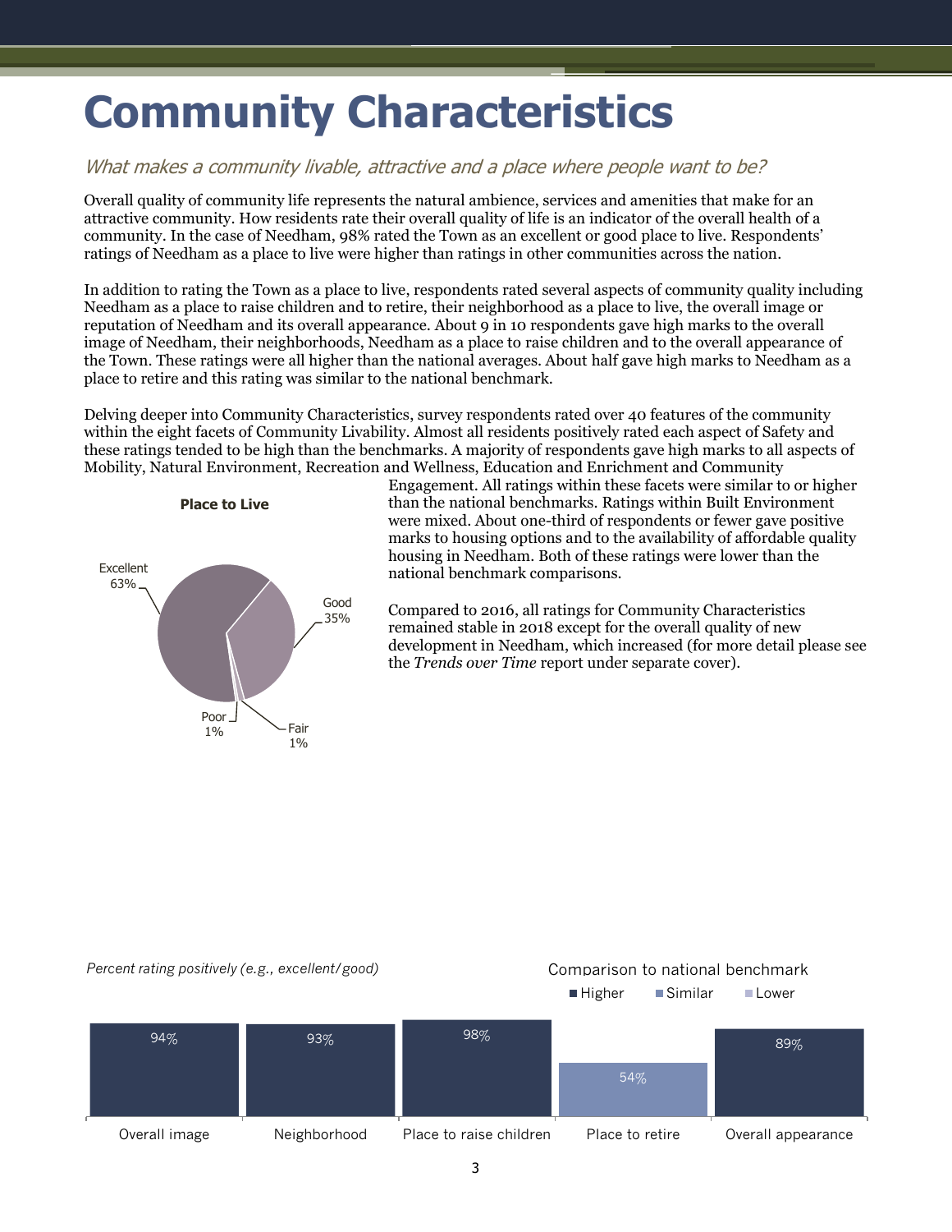# Community Characteristics

*What makes a community livable, attractive and a place where people want to be?*

Overall quality of community life represents the natural ambience, services and amenities that make for an attractive community. How residents rate their overall quality of life is an indicator of the overall health of a community. In the case of Needham, 98% rated the Town as an excellent or good place to live. Respondents' ratings of Needham as a place to live were higher than ratings in other communities across the nation.

In addition to rating the Town as a place to live, respondents rated several aspects of community quality including Needham as a place to raise children and to retire, their neighborhood as a place to live, the overall image or reputation of Needham and its overall appearance. About 9 in 10 respondents gave high marks to the overall image of Needham, their neighborhoods, Needham as a place to raise children and to the overall appearance of the Town. These ratings were all higher than the national averages. About half gave high marks to Needham as a place to retire and this rating was similar to the national benchmark.

Delving deeper into Community Characteristics, survey respondents rated over 40 features of the community within the eight facets of Community Livability. Almost all residents positively rated each aspect of Safety and these ratings tended to be high than the benchmarks. A majority of respondents gave high marks to all aspects of Mobility, Natural Environment, Recreation and Wellness, Education and Enrichment and Community Engagement. All ratings within these facets were similar to or higher than the national benchmarks. Ratings within Built Environment were mixed. About one-third of respondents or fewer gave positive marks to housing options and to the availability of affordable quality housing in Needham. Both of these ratings were lower than the national benchmark comparisons.

Compared to 2016, all ratings for Community Characteristics remained stable in 2018 except for the overall quality of new development in Needham, which increased (for more detail please see the *Trends over Time* report under separate cover).

**Place to Live**

| Rating | Percent |
|---|---|
| Excellent | 63% |
| Good | 35% |
| Fair | 1% |
| Poor | 1% |

*Percent rating positively (e.g., excellent/good)*

Comparison to national benchmark: Higher / Similar / Lower

| Aspect | Percent | Comparison to national benchmark |
|---|---|---|
| Overall image | 94% | Higher |
| Neighborhood | 93% | Higher |
| Place to raise children | 98% | Higher |
| Place to retire | 54% | Similar |
| Overall appearance | 89% | Higher |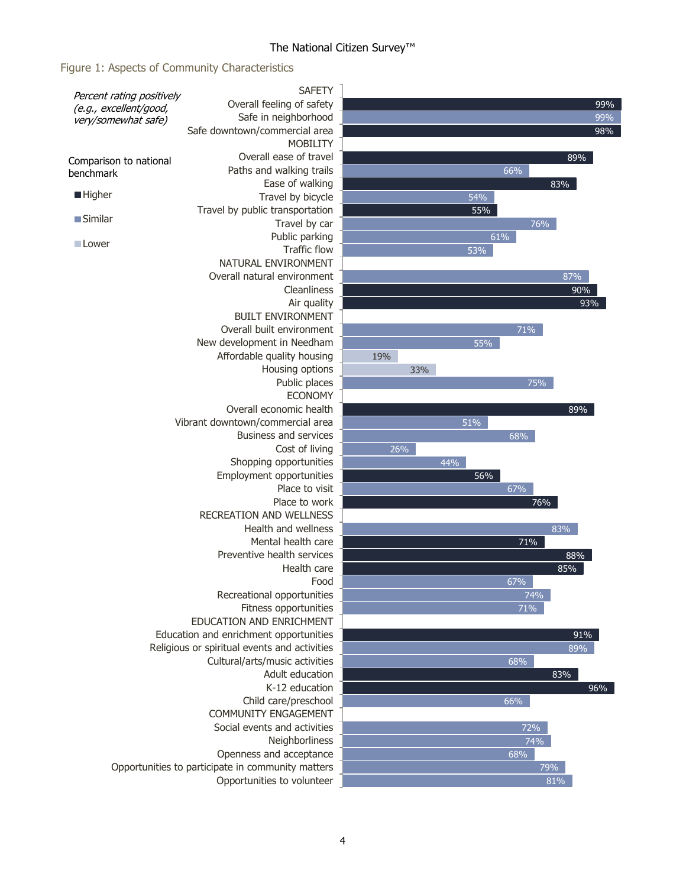## Figure 1: Aspects of Community Characteristics

*Percent rating positively (e.g., excellent/good, very/somewhat safe)*

Comparison to national benchmark: Higher / Similar / Lower

| Characteristic | Percent rating positively | Comparison to national benchmark |
|---|---|---|
| **SAFETY** | | |
| Overall feeling of safety | 99% | Higher |
| Safe in neighborhood | 99% | Similar |
| Safe downtown/commercial area | 98% | Higher |
| **MOBILITY** | | |
| Overall ease of travel | 89% | Higher |
| Paths and walking trails | 66% | Similar |
| Ease of walking | 83% | Higher |
| Travel by bicycle | 54% | Similar |
| Travel by public transportation | 55% | Higher |
| Travel by car | 76% | Similar |
| Public parking | 61% | Similar |
| Traffic flow | 53% | Similar |
| **NATURAL ENVIRONMENT** | | |
| Overall natural environment | 87% | Similar |
| Cleanliness | 90% | Higher |
| Air quality | 93% | Higher |
| **BUILT ENVIRONMENT** | | |
| Overall built environment | 71% | Similar |
| New development in Needham | 55% | Similar |
| Affordable quality housing | 19% | Lower |
| Housing options | 33% | Lower |
| Public places | 75% | Similar |
| **ECONOMY** | | |
| Overall economic health | 89% | Higher |
| Vibrant downtown/commercial area | 51% | Similar |
| Business and services | 68% | Similar |
| Cost of living | 26% | Similar |
| Shopping opportunities | 44% | Similar |
| Employment opportunities | 56% | Higher |
| Place to visit | 67% | Similar |
| Place to work | 76% | Higher |
| **RECREATION AND WELLNESS** | | |
| Health and wellness | 83% | Similar |
| Mental health care | 71% | Higher |
| Preventive health services | 88% | Higher |
| Health care | 85% | Higher |
| Food | 67% | Similar |
| Recreational opportunities | 74% | Similar |
| Fitness opportunities | 71% | Similar |
| **EDUCATION AND ENRICHMENT** | | |
| Education and enrichment opportunities | 91% | Higher |
| Religious or spiritual events and activities | 89% | Similar |
| Cultural/arts/music activities | 68% | Similar |
| Adult education | 83% | Higher |
| K-12 education | 96% | Higher |
| Child care/preschool | 66% | Similar |
| **COMMUNITY ENGAGEMENT** | | |
| Social events and activities | 72% | Similar |
| Neighborliness | 74% | Similar |
| Openness and acceptance | 68% | Similar |
| Opportunities to participate in community matters | 79% | Similar |
| Opportunities to volunteer | 81% | Similar |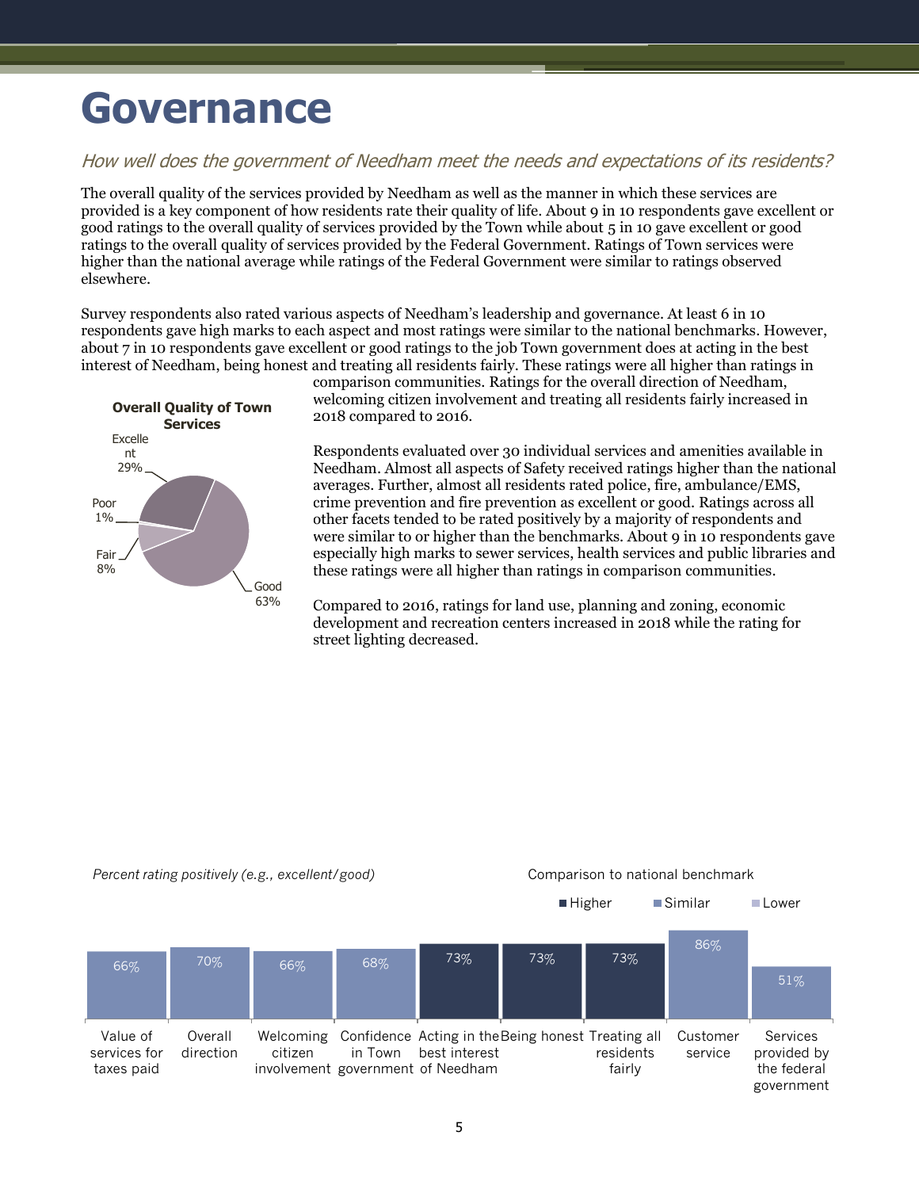# Governance

*How well does the government of Needham meet the needs and expectations of its residents?*

The overall quality of the services provided by Needham as well as the manner in which these services are provided is a key component of how residents rate their quality of life. About 9 in 10 respondents gave excellent or good ratings to the overall quality of services provided by the Town while about 5 in 10 gave excellent or good ratings to the overall quality of services provided by the Federal Government. Ratings of Town services were higher than the national average while ratings of the Federal Government were similar to ratings observed elsewhere.

Survey respondents also rated various aspects of Needham's leadership and governance. At least 6 in 10 respondents gave high marks to each aspect and most ratings were similar to the national benchmarks. However, about 7 in 10 respondents gave excellent or good ratings to the job Town government does at acting in the best interest of Needham, being honest and treating all residents fairly. These ratings were all higher than ratings in comparison communities. Ratings for the overall direction of Needham, welcoming citizen involvement and treating all residents fairly increased in 2018 compared to 2016.

**Overall Quality of Town Services**

| Rating | Percent |
|---|---|
| Excellent | 29% |
| Good | 63% |
| Fair | 8% |
| Poor | 1% |

Respondents evaluated over 30 individual services and amenities available in Needham. Almost all aspects of Safety received ratings higher than the national averages. Further, almost all residents rated police, fire, ambulance/EMS, crime prevention and fire prevention as excellent or good. Ratings across all other facets tended to be rated positively by a majority of respondents and were similar to or higher than the benchmarks. About 9 in 10 respondents gave especially high marks to sewer services, health services and public libraries and these ratings were all higher than ratings in comparison communities.

Compared to 2016, ratings for land use, planning and zoning, economic development and recreation centers increased in 2018 while the rating for street lighting decreased.

*Percent rating positively (e.g., excellent/good)*

| Item | Percent | Comparison to national benchmark |
|---|---|---|
| Value of services for taxes paid | 66% | Similar |
| Overall direction | 70% | Similar |
| Welcoming citizen involvement | 66% | Similar |
| Confidence in Town government | 68% | Similar |
| Acting in the best interest of Needham | 73% | Higher |
| Being honest | 73% | Higher |
| Treating all residents fairly | 73% | Higher |
| Customer service | 86% | Similar |
| Services provided by the federal government | 51% | Similar |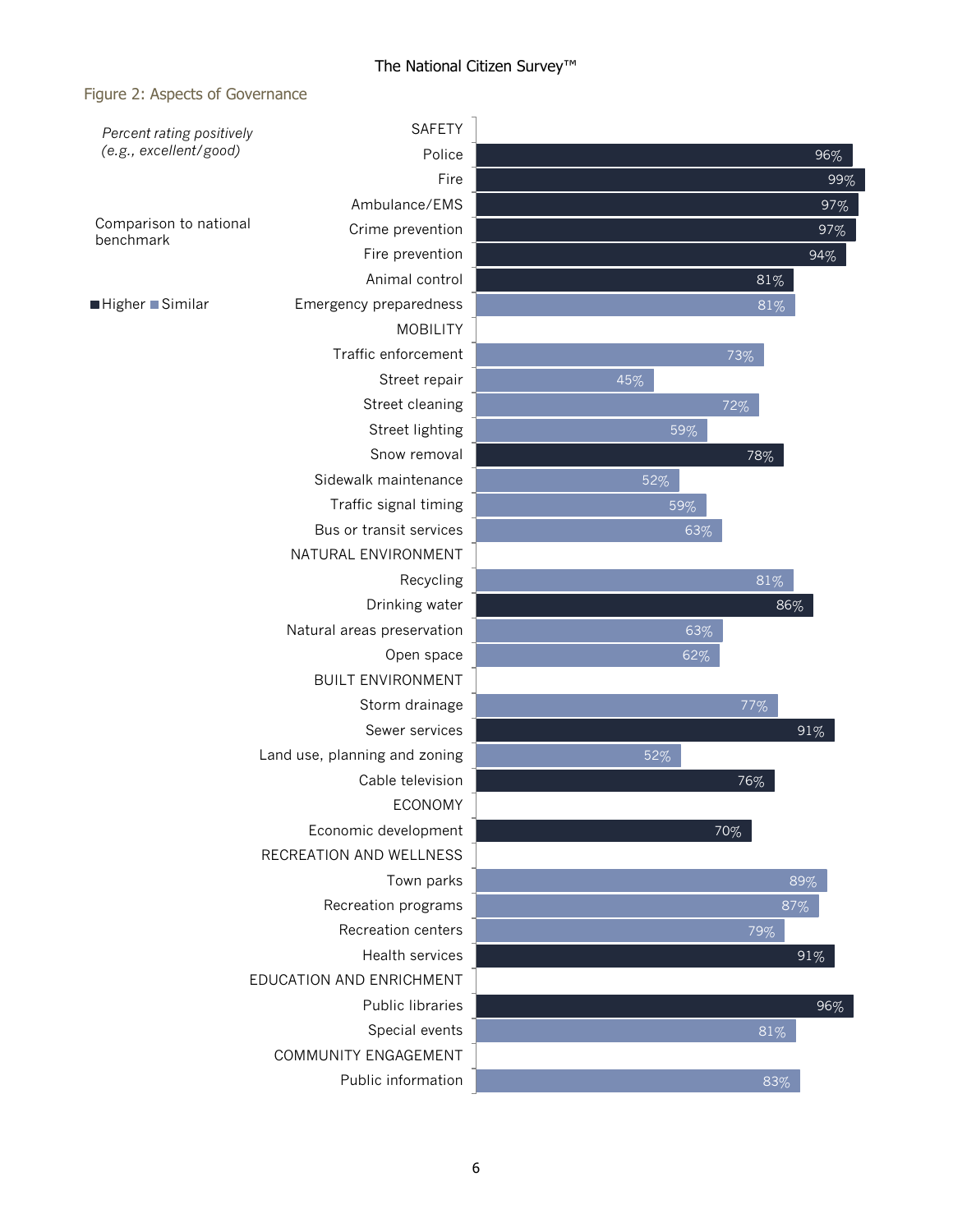## Figure 2: Aspects of Governance

*Percent rating positively (e.g., excellent/good)*

Comparison to national benchmark: Higher / Similar

| Category | Aspect | Percent rating positively | Comparison to national benchmark |
| --- | --- | --- | --- |
| SAFETY | Police | 96% | Higher |
| | Fire | 99% | Higher |
| | Ambulance/EMS | 97% | Higher |
| | Crime prevention | 97% | Higher |
| | Fire prevention | 94% | Higher |
| | Animal control | 81% | Higher |
| | Emergency preparedness | 81% | Similar |
| MOBILITY | Traffic enforcement | 73% | Similar |
| | Street repair | 45% | Similar |
| | Street cleaning | 72% | Similar |
| | Street lighting | 59% | Similar |
| | Snow removal | 78% | Higher |
| | Sidewalk maintenance | 52% | Similar |
| | Traffic signal timing | 59% | Similar |
| | Bus or transit services | 63% | Similar |
| NATURAL ENVIRONMENT | Recycling | 81% | Similar |
| | Drinking water | 86% | Higher |
| | Natural areas preservation | 63% | Similar |
| | Open space | 62% | Similar |
| BUILT ENVIRONMENT | Storm drainage | 77% | Similar |
| | Sewer services | 91% | Higher |
| | Land use, planning and zoning | 52% | Similar |
| | Cable television | 76% | Higher |
| ECONOMY | Economic development | 70% | Higher |
| RECREATION AND WELLNESS | Town parks | 89% | Similar |
| | Recreation programs | 87% | Similar |
| | Recreation centers | 79% | Similar |
| | Health services | 91% | Higher |
| EDUCATION AND ENRICHMENT | Public libraries | 96% | Higher |
| | Special events | 81% | Similar |
| COMMUNITY ENGAGEMENT | Public information | 83% | Similar |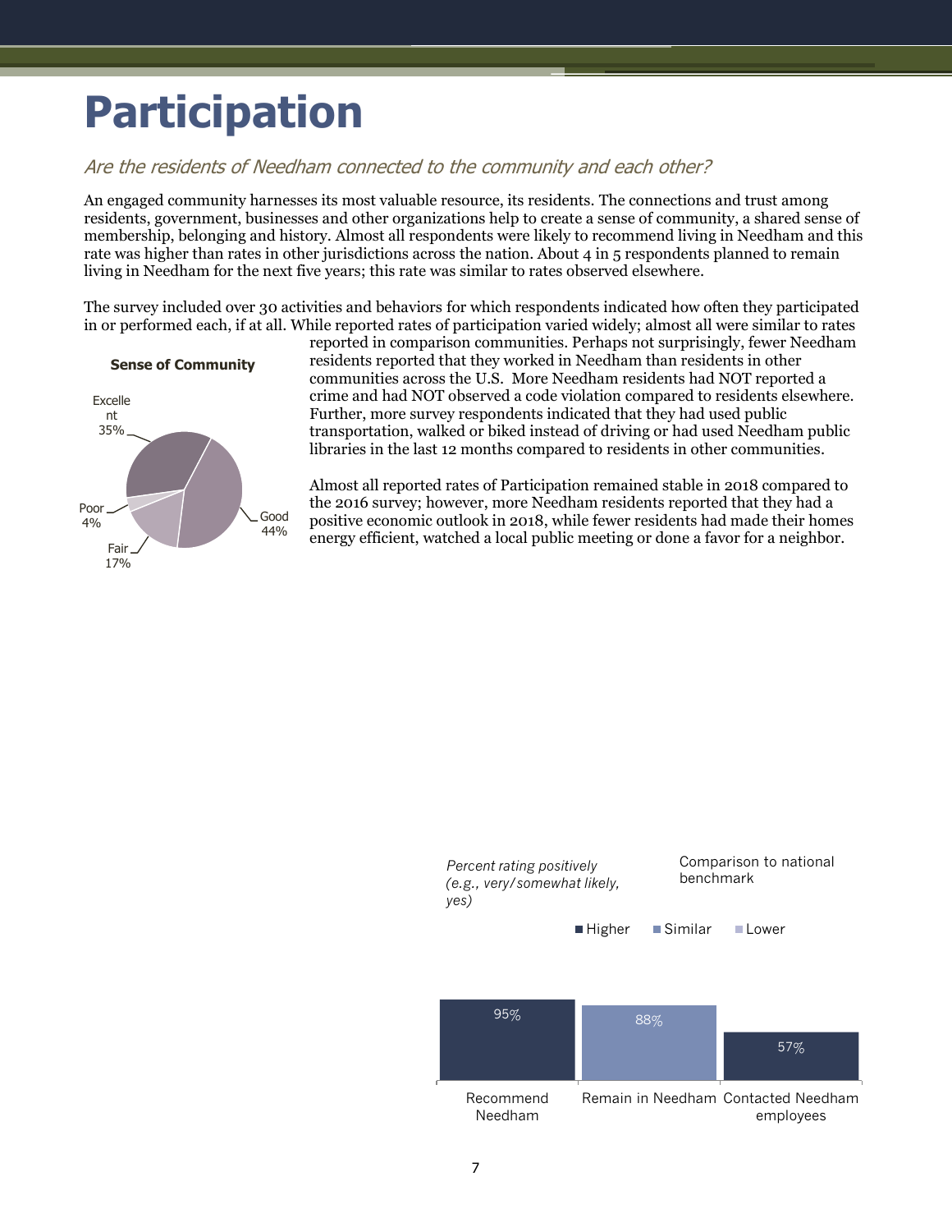# Participation

*Are the residents of Needham connected to the community and each other?*

An engaged community harnesses its most valuable resource, its residents. The connections and trust among residents, government, businesses and other organizations help to create a sense of community, a shared sense of membership, belonging and history. Almost all respondents were likely to recommend living in Needham and this rate was higher than rates in other jurisdictions across the nation. About 4 in 5 respondents planned to remain living in Needham for the next five years; this rate was similar to rates observed elsewhere.

The survey included over 30 activities and behaviors for which respondents indicated how often they participated in or performed each, if at all. While reported rates of participation varied widely; almost all were similar to rates reported in comparison communities. Perhaps not surprisingly, fewer Needham residents reported that they worked in Needham than residents in other communities across the U.S. More Needham residents had NOT reported a crime and had NOT observed a code violation compared to residents elsewhere. Further, more survey respondents indicated that they had used public transportation, walked or biked instead of driving or had used Needham public libraries in the last 12 months compared to residents in other communities.

Almost all reported rates of Participation remained stable in 2018 compared to the 2016 survey; however, more Needham residents reported that they had a positive economic outlook in 2018, while fewer residents had made their homes energy efficient, watched a local public meeting or done a favor for a neighbor.

**Sense of Community**

| Rating | Percent |
|---|---|
| Excellent | 35% |
| Good | 44% |
| Fair | 17% |
| Poor | 4% |

*Percent rating positively (e.g., very/somewhat likely, yes)*

Comparison to national benchmark: Higher / Similar / Lower

| Item | Percent | Comparison to national benchmark |
|---|---|---|
| Recommend Needham | 95% | Higher |
| Remain in Needham | 88% | Similar |
| Contacted Needham employees | 57% | Higher |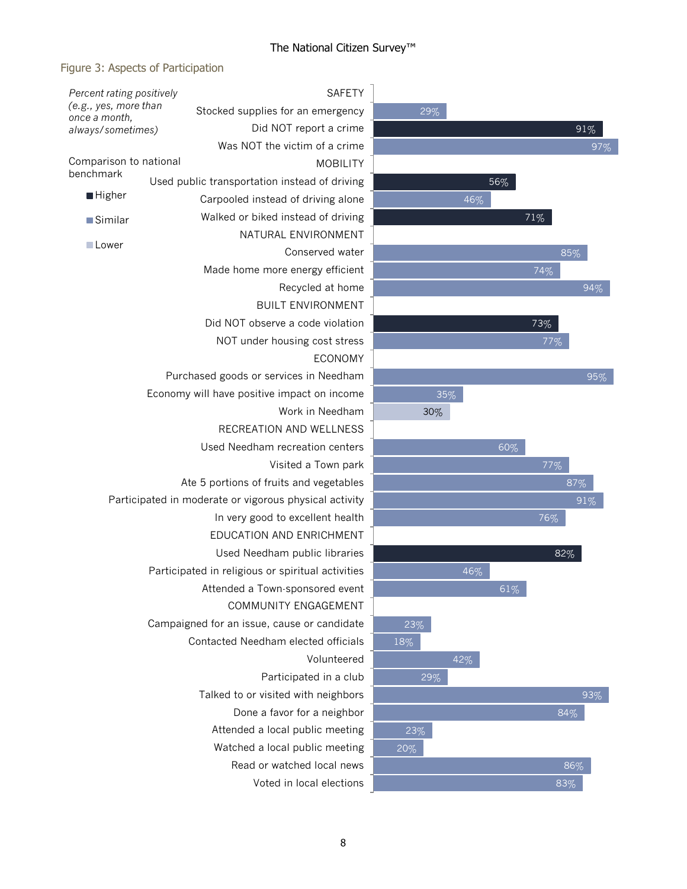## Figure 3: Aspects of Participation

*Percent rating positively (e.g., yes, more than once a month, always/sometimes)*

Comparison to national benchmark: Higher / Similar / Lower

| Category / Item | Percent | Comparison to national benchmark |
|---|---|---|
| **SAFETY** | | |
| Stocked supplies for an emergency | 29% | Similar |
| Did NOT report a crime | 91% | Higher |
| Was NOT the victim of a crime | 97% | Similar |
| **MOBILITY** | | |
| Used public transportation instead of driving | 56% | Higher |
| Carpooled instead of driving alone | 46% | Similar |
| Walked or biked instead of driving | 71% | Higher |
| **NATURAL ENVIRONMENT** | | |
| Conserved water | 85% | Similar |
| Made home more energy efficient | 74% | Similar |
| Recycled at home | 94% | Similar |
| **BUILT ENVIRONMENT** | | |
| Did NOT observe a code violation | 73% | Higher |
| NOT under housing cost stress | 77% | Similar |
| **ECONOMY** | | |
| Purchased goods or services in Needham | 95% | Similar |
| Economy will have positive impact on income | 35% | Similar |
| Work in Needham | 30% | Lower |
| **RECREATION AND WELLNESS** | | |
| Used Needham recreation centers | 60% | Similar |
| Visited a Town park | 77% | Similar |
| Ate 5 portions of fruits and vegetables | 87% | Similar |
| Participated in moderate or vigorous physical activity | 91% | Similar |
| In very good to excellent health | 76% | Similar |
| **EDUCATION AND ENRICHMENT** | | |
| Used Needham public libraries | 82% | Higher |
| Participated in religious or spiritual activities | 46% | Similar |
| Attended a Town-sponsored event | 61% | Similar |
| **COMMUNITY ENGAGEMENT** | | |
| Campaigned for an issue, cause or candidate | 23% | Similar |
| Contacted Needham elected officials | 18% | Similar |
| Volunteered | 42% | Similar |
| Participated in a club | 29% | Similar |
| Talked to or visited with neighbors | 93% | Similar |
| Done a favor for a neighbor | 84% | Similar |
| Attended a local public meeting | 23% | Similar |
| Watched a local public meeting | 20% | Similar |
| Read or watched local news | 86% | Similar |
| Voted in local elections | 83% | Similar |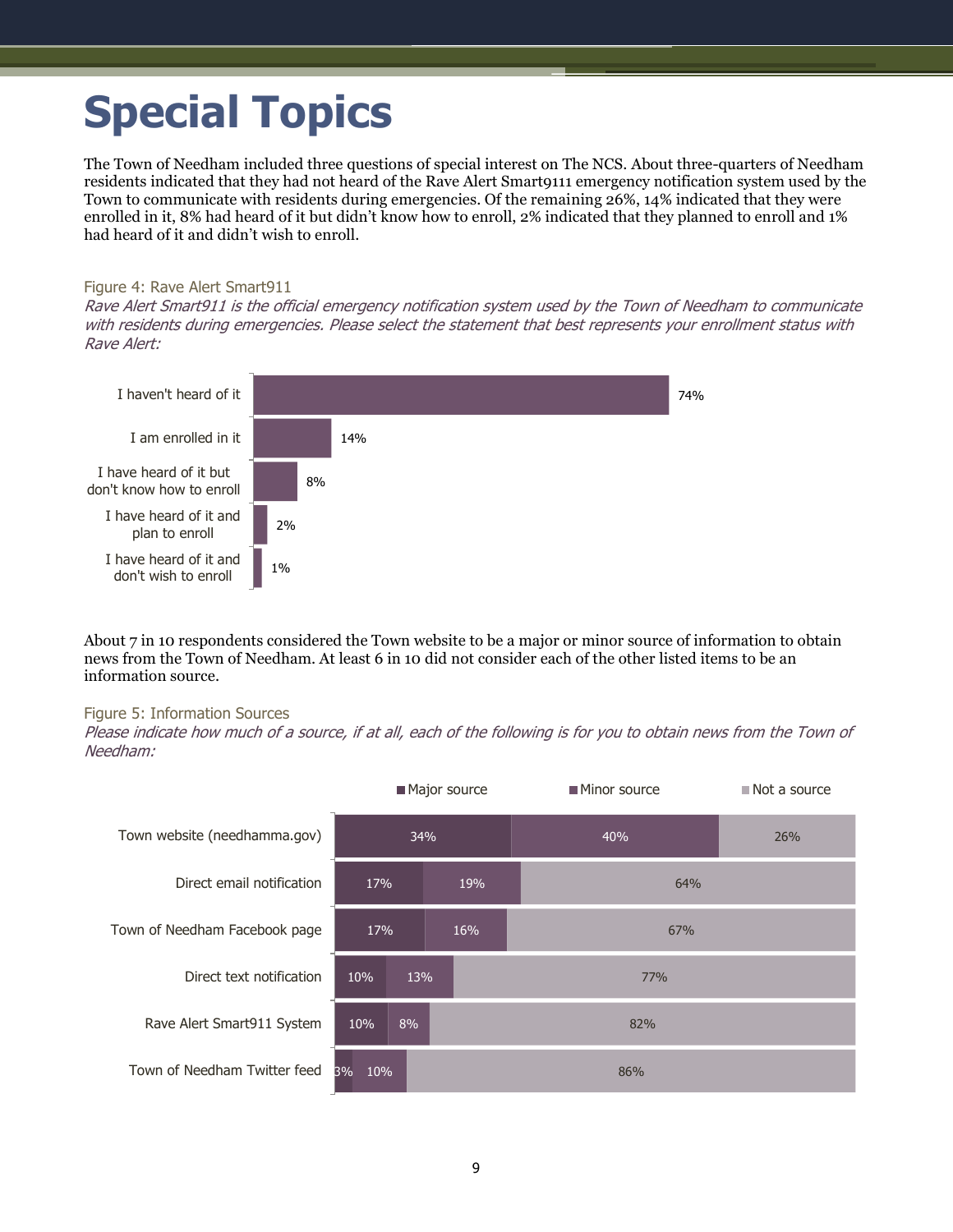# Special Topics

The Town of Needham included three questions of special interest on The NCS. About three-quarters of Needham residents indicated that they had not heard of the Rave Alert Smart9111 emergency notification system used by the Town to communicate with residents during emergencies. Of the remaining 26%, 14% indicated that they were enrolled in it, 8% had heard of it but didn't know how to enroll, 2% indicated that they planned to enroll and 1% had heard of it and didn't wish to enroll.

Figure 4: Rave Alert Smart911

*Rave Alert Smart911 is the official emergency notification system used by the Town of Needham to communicate with residents during emergencies. Please select the statement that best represents your enrollment status with Rave Alert:*

| Response | Percent |
|---|---|
| I haven't heard of it | 74% |
| I am enrolled in it | 14% |
| I have heard of it but don't know how to enroll | 8% |
| I have heard of it and plan to enroll | 2% |
| I have heard of it and don't wish to enroll | 1% |

About 7 in 10 respondents considered the Town website to be a major or minor source of information to obtain news from the Town of Needham. At least 6 in 10 did not consider each of the other listed items to be an information source.

Figure 5: Information Sources

*Please indicate how much of a source, if at all, each of the following is for you to obtain news from the Town of Needham:*

| Source | Major source | Minor source | Not a source |
|---|---|---|---|
| Town website (needhamma.gov) | 34% | 40% | 26% |
| Direct email notification | 17% | 19% | 64% |
| Town of Needham Facebook page | 17% | 16% | 67% |
| Direct text notification | 10% | 13% | 77% |
| Rave Alert Smart911 System | 10% | 8% | 82% |
| Town of Needham Twitter feed | 3% | 10% | 86% |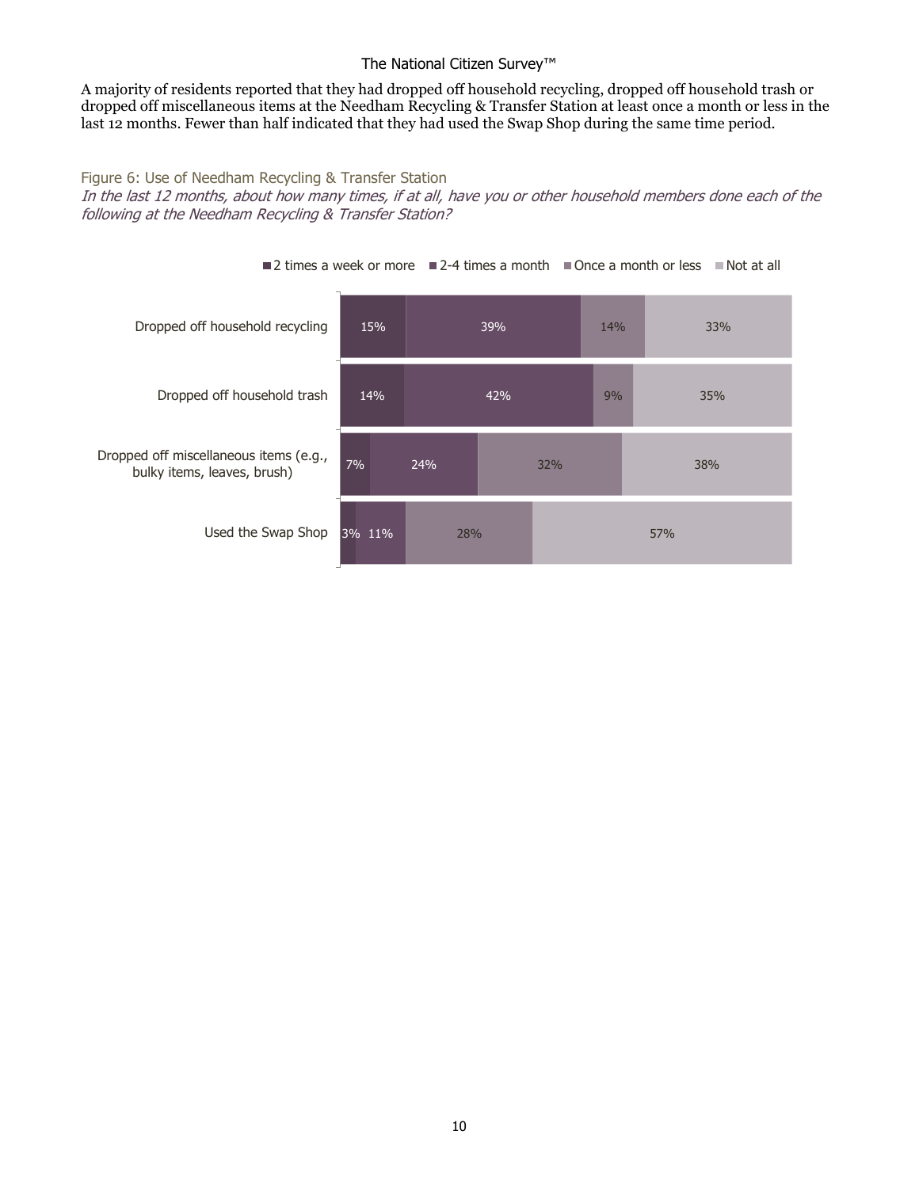A majority of residents reported that they had dropped off household recycling, dropped off household trash or dropped off miscellaneous items at the Needham Recycling & Transfer Station at least once a month or less in the last 12 months. Fewer than half indicated that they had used the Swap Shop during the same time period.

Figure 6: Use of Needham Recycling & Transfer Station

*In the last 12 months, about how many times, if at all, have you or other household members done each of the following at the Needham Recycling & Transfer Station?*

| | 2 times a week or more | 2-4 times a month | Once a month or less | Not at all |
|---|---|---|---|---|
| Dropped off household recycling | 15% | 39% | 14% | 33% |
| Dropped off household trash | 14% | 42% | 9% | 35% |
| Dropped off miscellaneous items (e.g., bulky items, leaves, brush) | 7% | 24% | 32% | 38% |
| Used the Swap Shop | 3% | 11% | 28% | 57% |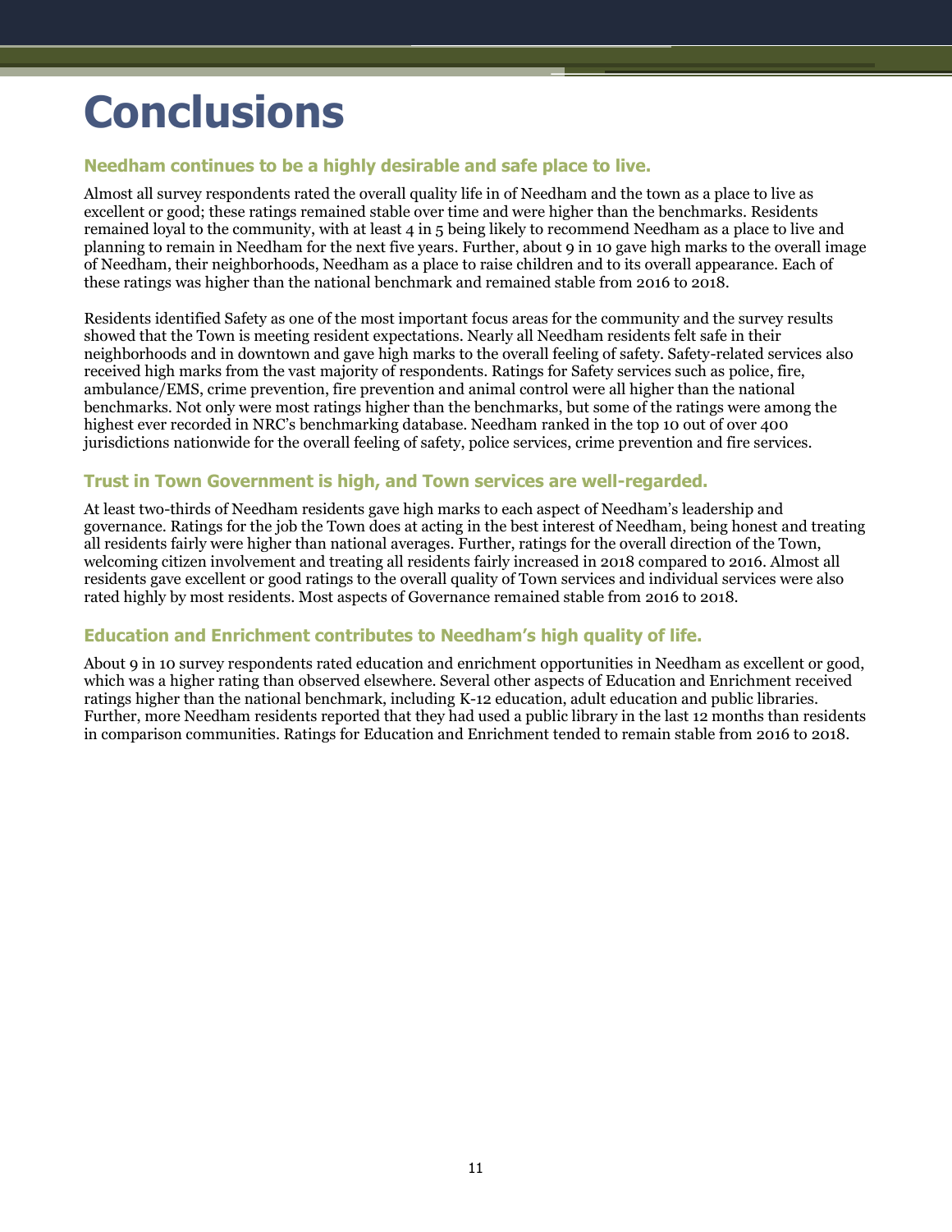# Conclusions

### Needham continues to be a highly desirable and safe place to live.

Almost all survey respondents rated the overall quality life in of Needham and the town as a place to live as excellent or good; these ratings remained stable over time and were higher than the benchmarks. Residents remained loyal to the community, with at least 4 in 5 being likely to recommend Needham as a place to live and planning to remain in Needham for the next five years. Further, about 9 in 10 gave high marks to the overall image of Needham, their neighborhoods, Needham as a place to raise children and to its overall appearance. Each of these ratings was higher than the national benchmark and remained stable from 2016 to 2018.

Residents identified Safety as one of the most important focus areas for the community and the survey results showed that the Town is meeting resident expectations. Nearly all Needham residents felt safe in their neighborhoods and in downtown and gave high marks to the overall feeling of safety. Safety-related services also received high marks from the vast majority of respondents. Ratings for Safety services such as police, fire, ambulance/EMS, crime prevention, fire prevention and animal control were all higher than the national benchmarks. Not only were most ratings higher than the benchmarks, but some of the ratings were among the highest ever recorded in NRC's benchmarking database. Needham ranked in the top 10 out of over 400 jurisdictions nationwide for the overall feeling of safety, police services, crime prevention and fire services.

### Trust in Town Government is high, and Town services are well-regarded.

At least two-thirds of Needham residents gave high marks to each aspect of Needham's leadership and governance. Ratings for the job the Town does at acting in the best interest of Needham, being honest and treating all residents fairly were higher than national averages. Further, ratings for the overall direction of the Town, welcoming citizen involvement and treating all residents fairly increased in 2018 compared to 2016. Almost all residents gave excellent or good ratings to the overall quality of Town services and individual services were also rated highly by most residents. Most aspects of Governance remained stable from 2016 to 2018.

### Education and Enrichment contributes to Needham's high quality of life.

About 9 in 10 survey respondents rated education and enrichment opportunities in Needham as excellent or good, which was a higher rating than observed elsewhere. Several other aspects of Education and Enrichment received ratings higher than the national benchmark, including K-12 education, adult education and public libraries. Further, more Needham residents reported that they had used a public library in the last 12 months than residents in comparison communities. Ratings for Education and Enrichment tended to remain stable from 2016 to 2018.